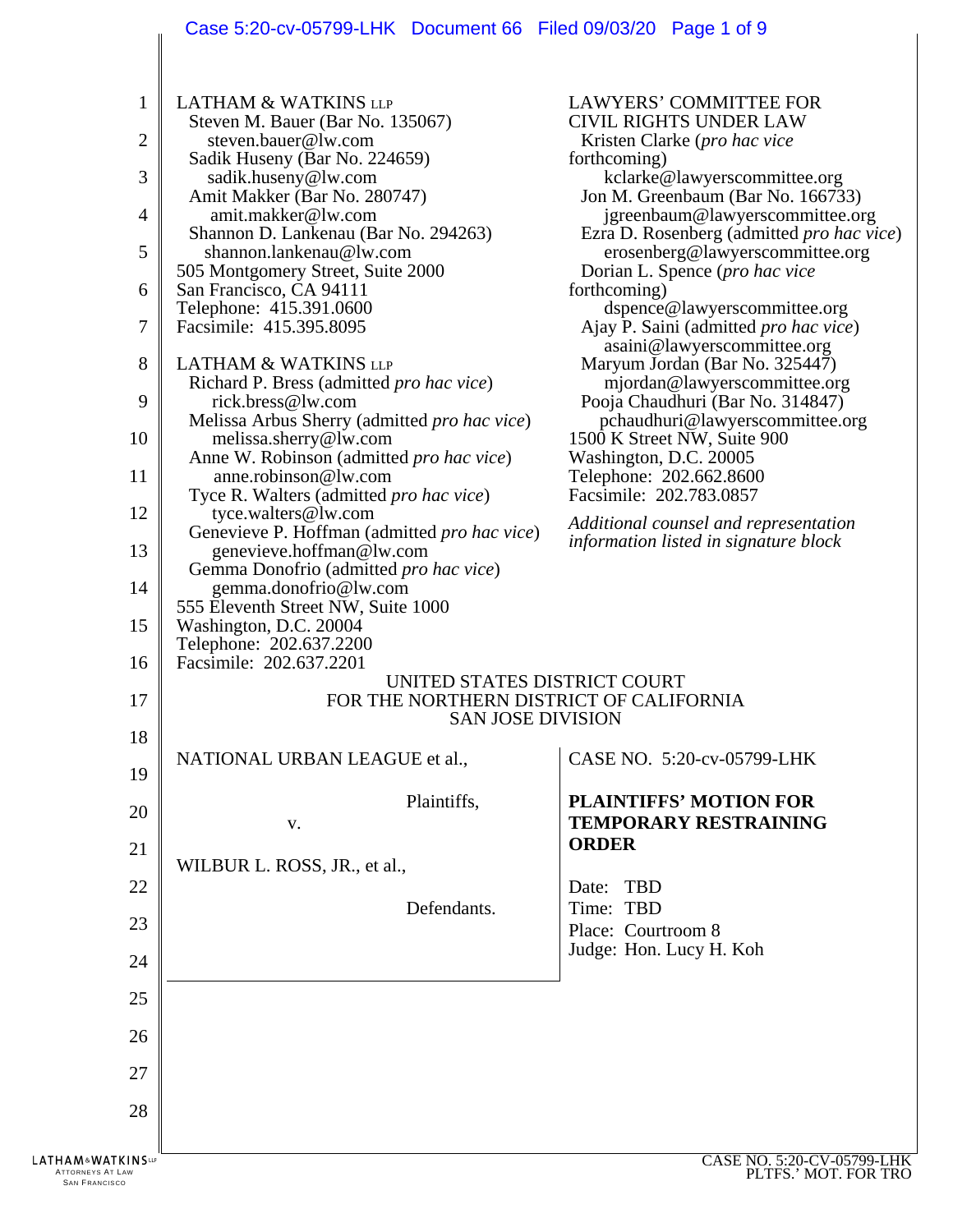LATHAM & WATKINS LLP
Steven M. Bauer (Bar No. 135067)
steven.bauer@lw.com
Sadik Huseny (Bar No. 224659)
sadik.huseny@lw.com
Amit Makker (Bar No. 280747)
amit.makker@lw.com
Shannon D. Lankenau (Bar No. 294263)
shannon.lankenau@lw.com
505 Montgomery Street, Suite 2000
San Francisco, CA 94111
Telephone: 415.391.0600
Facsimile: 415.395.8095

LATHAM & WATKINS LLP
Richard P. Bress (admitted *pro hac vice*)
rick.bress@lw.com
Melissa Arbus Sherry (admitted *pro hac vice*)
melissa.sherry@lw.com
Anne W. Robinson (admitted *pro hac vice*)
anne.robinson@lw.com
Tyce R. Walters (admitted *pro hac vice*)
tyce.walters@lw.com
Genevieve P. Hoffman (admitted *pro hac vice*)
genevieve.hoffman@lw.com
Gemma Donofrio (admitted *pro hac vice*)
gemma.donofrio@lw.com
555 Eleventh Street NW, Suite 1000
Washington, D.C. 20004
Telephone: 202.637.2200
Facsimile: 202.637.2201

LAWYERS' COMMITTEE FOR CIVIL RIGHTS UNDER LAW
Kristen Clarke (*pro hac vice* forthcoming)
kclarke@lawyerscommittee.org
Jon M. Greenbaum (Bar No. 166733)
jgreenbaum@lawyerscommittee.org
Ezra D. Rosenberg (admitted *pro hac vice*)
erosenberg@lawyerscommittee.org
Dorian L. Spence (*pro hac vice* forthcoming)
dspence@lawyerscommittee.org
Ajay P. Saini (admitted *pro hac vice*)
asaini@lawyerscommittee.org
Maryum Jordan (Bar No. 325447)
mjordan@lawyerscommittee.org
Pooja Chaudhuri (Bar No. 314847)
pchaudhuri@lawyerscommittee.org
1500 K Street NW, Suite 900
Washington, D.C. 20005
Telephone: 202.662.8600
Facsimile: 202.783.0857

*Additional counsel and representation information listed in signature block*

UNITED STATES DISTRICT COURT
FOR THE NORTHERN DISTRICT OF CALIFORNIA
SAN JOSE DIVISION

NATIONAL URBAN LEAGUE et al.,

Plaintiffs,

v.

WILBUR L. ROSS, JR., et al.,

Defendants.

CASE NO. 5:20-cv-05799-LHK

**PLAINTIFFS' MOTION FOR TEMPORARY RESTRAINING ORDER**

Date: TBD
Time: TBD
Place: Courtroom 8
Judge: Hon. Lucy H. Koh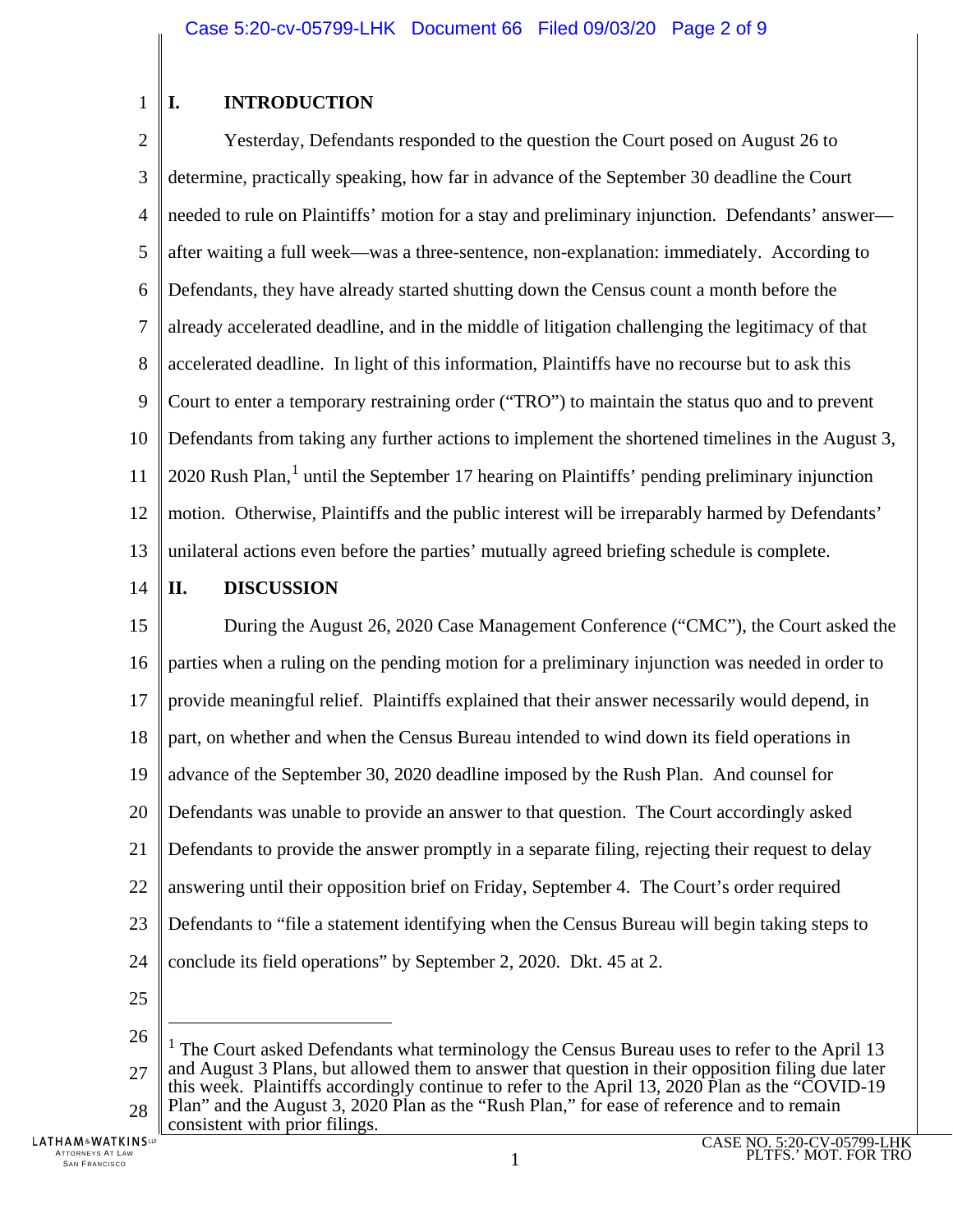## I. INTRODUCTION

Yesterday, Defendants responded to the question the Court posed on August 26 to determine, practically speaking, how far in advance of the September 30 deadline the Court needed to rule on Plaintiffs' motion for a stay and preliminary injunction. Defendants' answer—after waiting a full week—was a three-sentence, non-explanation: immediately. According to Defendants, they have already started shutting down the Census count a month before the already accelerated deadline, and in the middle of litigation challenging the legitimacy of that accelerated deadline. In light of this information, Plaintiffs have no recourse but to ask this Court to enter a temporary restraining order ("TRO") to maintain the status quo and to prevent Defendants from taking any further actions to implement the shortened timelines in the August 3, 2020 Rush Plan,[1] until the September 17 hearing on Plaintiffs' pending preliminary injunction motion. Otherwise, Plaintiffs and the public interest will be irreparably harmed by Defendants' unilateral actions even before the parties' mutually agreed briefing schedule is complete.

## II. DISCUSSION

During the August 26, 2020 Case Management Conference ("CMC"), the Court asked the parties when a ruling on the pending motion for a preliminary injunction was needed in order to provide meaningful relief. Plaintiffs explained that their answer necessarily would depend, in part, on whether and when the Census Bureau intended to wind down its field operations in advance of the September 30, 2020 deadline imposed by the Rush Plan. And counsel for Defendants was unable to provide an answer to that question. The Court accordingly asked Defendants to provide the answer promptly in a separate filing, rejecting their request to delay answering until their opposition brief on Friday, September 4. The Court's order required Defendants to "file a statement identifying when the Census Bureau will begin taking steps to conclude its field operations" by September 2, 2020. Dkt. 45 at 2.

---

[1] The Court asked Defendants what terminology the Census Bureau uses to refer to the April 13 and August 3 Plans, but allowed them to answer that question in their opposition filing due later this week. Plaintiffs accordingly continue to refer to the April 13, 2020 Plan as the "COVID-19 Plan" and the August 3, 2020 Plan as the "Rush Plan," for ease of reference and to remain consistent with prior filings.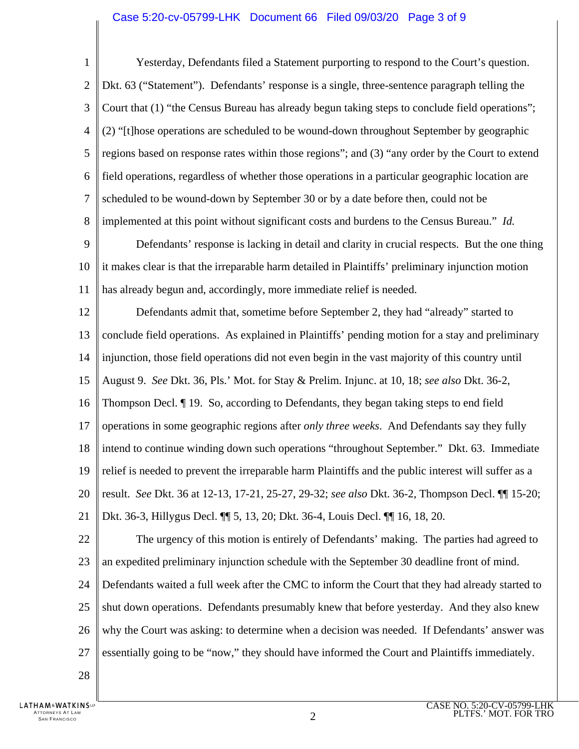Yesterday, Defendants filed a Statement purporting to respond to the Court's question. Dkt. 63 ("Statement"). Defendants' response is a single, three-sentence paragraph telling the Court that (1) "the Census Bureau has already begun taking steps to conclude field operations"; (2) "[t]hose operations are scheduled to be wound-down throughout September by geographic regions based on response rates within those regions"; and (3) "any order by the Court to extend field operations, regardless of whether those operations in a particular geographic location are scheduled to be wound-down by September 30 or by a date before then, could not be implemented at this point without significant costs and burdens to the Census Bureau." *Id.*

Defendants' response is lacking in detail and clarity in crucial respects. But the one thing it makes clear is that the irreparable harm detailed in Plaintiffs' preliminary injunction motion has already begun and, accordingly, more immediate relief is needed.

Defendants admit that, sometime before September 2, they had "already" started to conclude field operations. As explained in Plaintiffs' pending motion for a stay and preliminary injunction, those field operations did not even begin in the vast majority of this country until August 9. *See* Dkt. 36, Pls.' Mot. for Stay & Prelim. Injunc. at 10, 18; *see also* Dkt. 36-2, Thompson Decl. ¶ 19. So, according to Defendants, they began taking steps to end field operations in some geographic regions after *only three weeks*. And Defendants say they fully intend to continue winding down such operations "throughout September." Dkt. 63. Immediate relief is needed to prevent the irreparable harm Plaintiffs and the public interest will suffer as a result. *See* Dkt. 36 at 12-13, 17-21, 25-27, 29-32; *see also* Dkt. 36-2, Thompson Decl. ¶¶ 15-20; Dkt. 36-3, Hillygus Decl. ¶¶ 5, 13, 20; Dkt. 36-4, Louis Decl. ¶¶ 16, 18, 20.

The urgency of this motion is entirely of Defendants' making. The parties had agreed to an expedited preliminary injunction schedule with the September 30 deadline front of mind. Defendants waited a full week after the CMC to inform the Court that they had already started to shut down operations. Defendants presumably knew that before yesterday. And they also knew why the Court was asking: to determine when a decision was needed. If Defendants' answer was essentially going to be "now," they should have informed the Court and Plaintiffs immediately.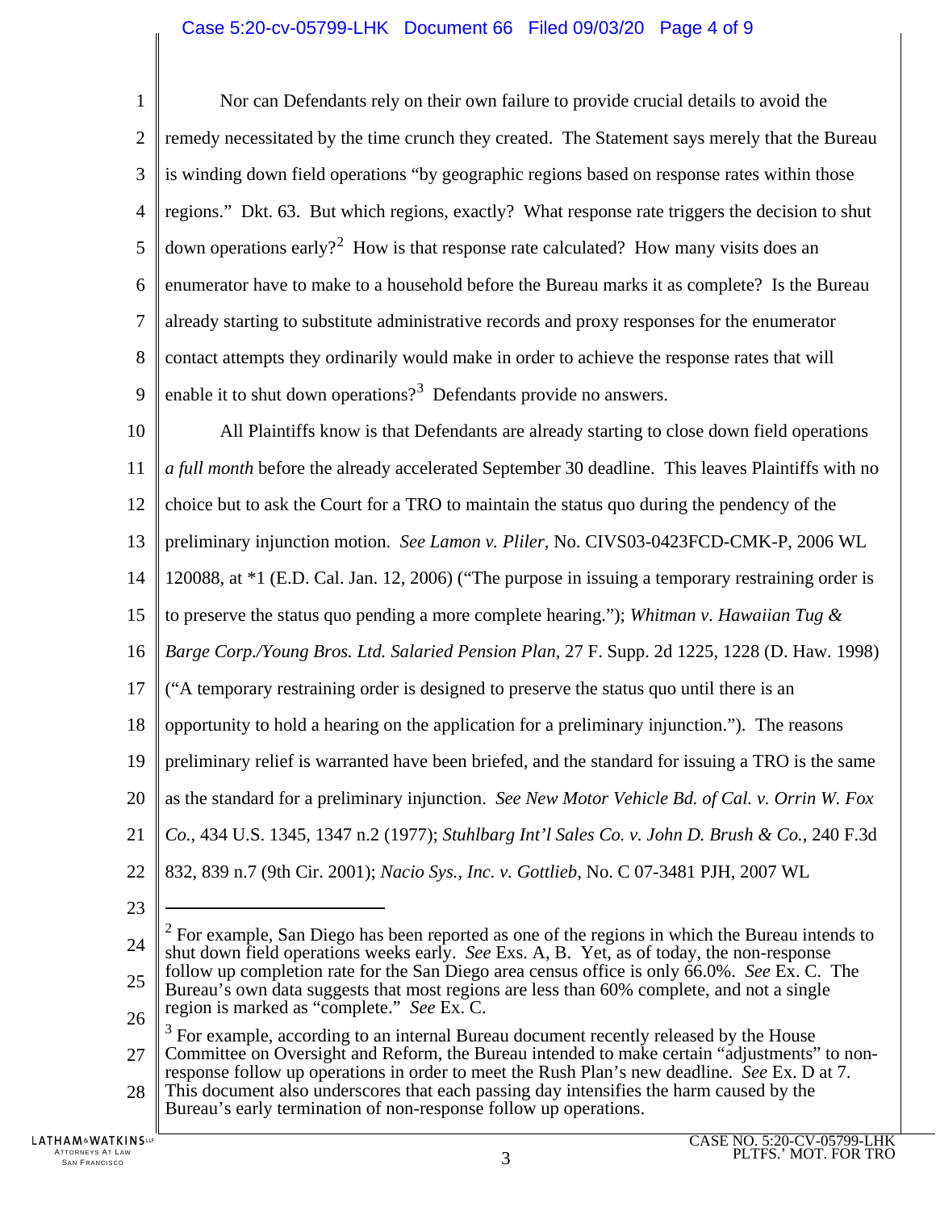Nor can Defendants rely on their own failure to provide crucial details to avoid the remedy necessitated by the time crunch they created. The Statement says merely that the Bureau is winding down field operations "by geographic regions based on response rates within those regions." Dkt. 63. But which regions, exactly? What response rate triggers the decision to shut down operations early?[2] How is that response rate calculated? How many visits does an enumerator have to make to a household before the Bureau marks it as complete? Is the Bureau already starting to substitute administrative records and proxy responses for the enumerator contact attempts they ordinarily would make in order to achieve the response rates that will enable it to shut down operations?[3] Defendants provide no answers.

All Plaintiffs know is that Defendants are already starting to close down field operations *a full month* before the already accelerated September 30 deadline. This leaves Plaintiffs with no choice but to ask the Court for a TRO to maintain the status quo during the pendency of the preliminary injunction motion. *See Lamon v. Pliler*, No. CIVS03-0423FCD-CMK-P, 2006 WL 120088, at *1 (E.D. Cal. Jan. 12, 2006) ("The purpose in issuing a temporary restraining order is to preserve the status quo pending a more complete hearing."); *Whitman v. Hawaiian Tug & Barge Corp./Young Bros. Ltd. Salaried Pension Plan*, 27 F. Supp. 2d 1225, 1228 (D. Haw. 1998) ("A temporary restraining order is designed to preserve the status quo until there is an opportunity to hold a hearing on the application for a preliminary injunction."). The reasons preliminary relief is warranted have been briefed, and the standard for issuing a TRO is the same as the standard for a preliminary injunction. *See New Motor Vehicle Bd. of Cal. v. Orrin W. Fox Co.*, 434 U.S. 1345, 1347 n.2 (1977); *Stuhlbarg Int'l Sales Co. v. John D. Brush & Co.*, 240 F.3d 832, 839 n.7 (9th Cir. 2001); *Nacio Sys., Inc. v. Gottlieb*, No. C 07-3481 PJH, 2007 WL

---

[2] For example, San Diego has been reported as one of the regions in which the Bureau intends to shut down field operations weeks early. *See* Exs. A, B. Yet, as of today, the non-response follow up completion rate for the San Diego area census office is only 66.0%. *See* Ex. C. The Bureau's own data suggests that most regions are less than 60% complete, and not a single region is marked as "complete." *See* Ex. C.

[3] For example, according to an internal Bureau document recently released by the House Committee on Oversight and Reform, the Bureau intended to make certain "adjustments" to non-response follow up operations in order to meet the Rush Plan's new deadline. *See* Ex. D at 7. This document also underscores that each passing day intensifies the harm caused by the Bureau's early termination of non-response follow up operations.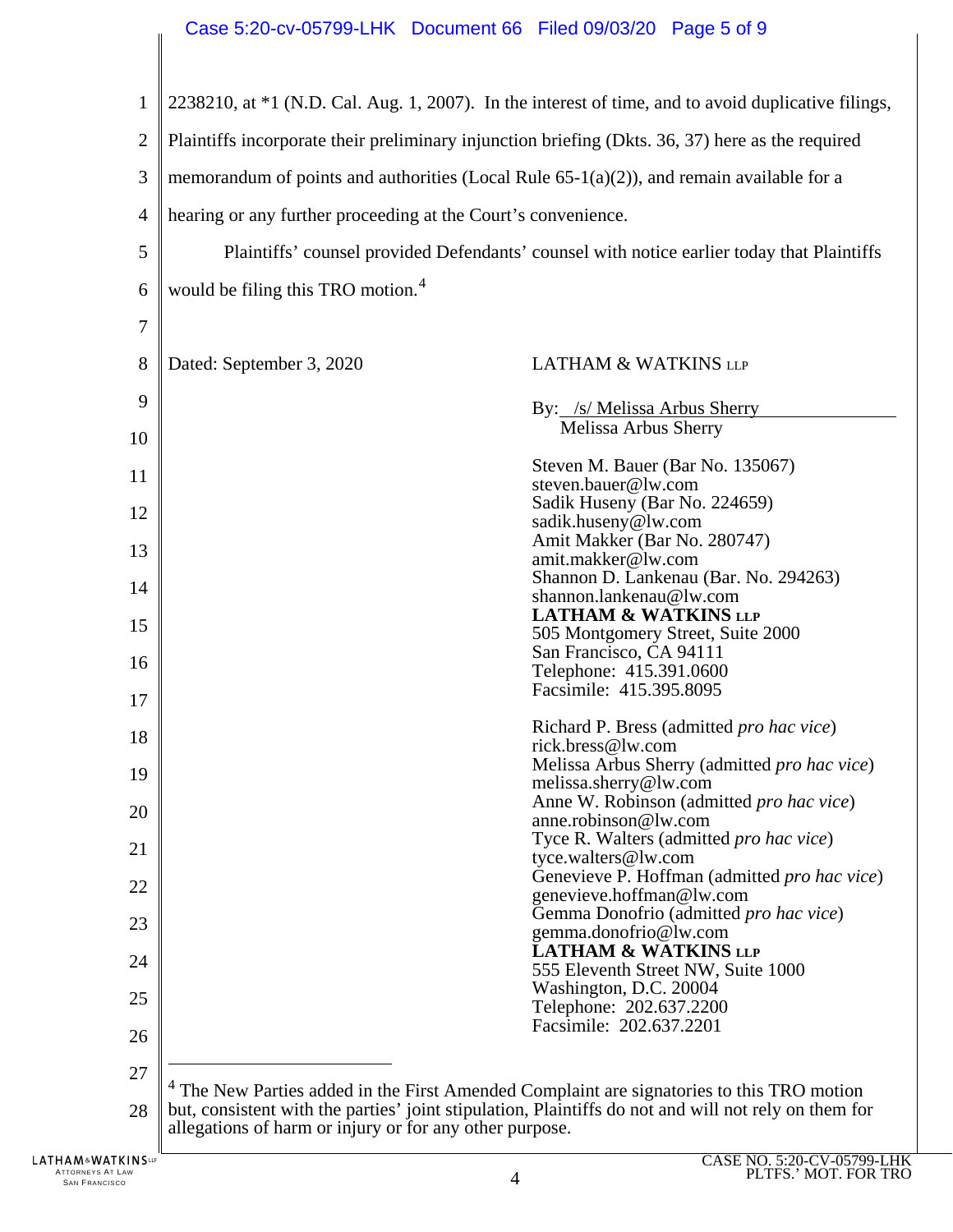2238210, at *1 (N.D. Cal. Aug. 1, 2007). In the interest of time, and to avoid duplicative filings, Plaintiffs incorporate their preliminary injunction briefing (Dkts. 36, 37) here as the required memorandum of points and authorities (Local Rule 65-1(a)(2)), and remain available for a hearing or any further proceeding at the Court's convenience.

Plaintiffs' counsel provided Defendants' counsel with notice earlier today that Plaintiffs would be filing this TRO motion.[4]

Dated: September 3, 2020

LATHAM & WATKINS LLP

By: /s/ Melissa Arbus Sherry
Melissa Arbus Sherry

Steven M. Bauer (Bar No. 135067)
steven.bauer@lw.com
Sadik Huseny (Bar No. 224659)
sadik.huseny@lw.com
Amit Makker (Bar No. 280747)
amit.makker@lw.com
Shannon D. Lankenau (Bar. No. 294263)
shannon.lankenau@lw.com
**LATHAM & WATKINS LLP**
505 Montgomery Street, Suite 2000
San Francisco, CA 94111
Telephone: 415.391.0600
Facsimile: 415.395.8095

Richard P. Bress (admitted *pro hac vice*)
rick.bress@lw.com
Melissa Arbus Sherry (admitted *pro hac vice*)
melissa.sherry@lw.com
Anne W. Robinson (admitted *pro hac vice*)
anne.robinson@lw.com
Tyce R. Walters (admitted *pro hac vice*)
tyce.walters@lw.com
Genevieve P. Hoffman (admitted *pro hac vice*)
genevieve.hoffman@lw.com
Gemma Donofrio (admitted *pro hac vice*)
gemma.donofrio@lw.com
**LATHAM & WATKINS LLP**
555 Eleventh Street NW, Suite 1000
Washington, D.C. 20004
Telephone: 202.637.2200
Facsimile: 202.637.2201

---

[4] The New Parties added in the First Amended Complaint are signatories to this TRO motion but, consistent with the parties' joint stipulation, Plaintiffs do not and will not rely on them for allegations of harm or injury or for any other purpose.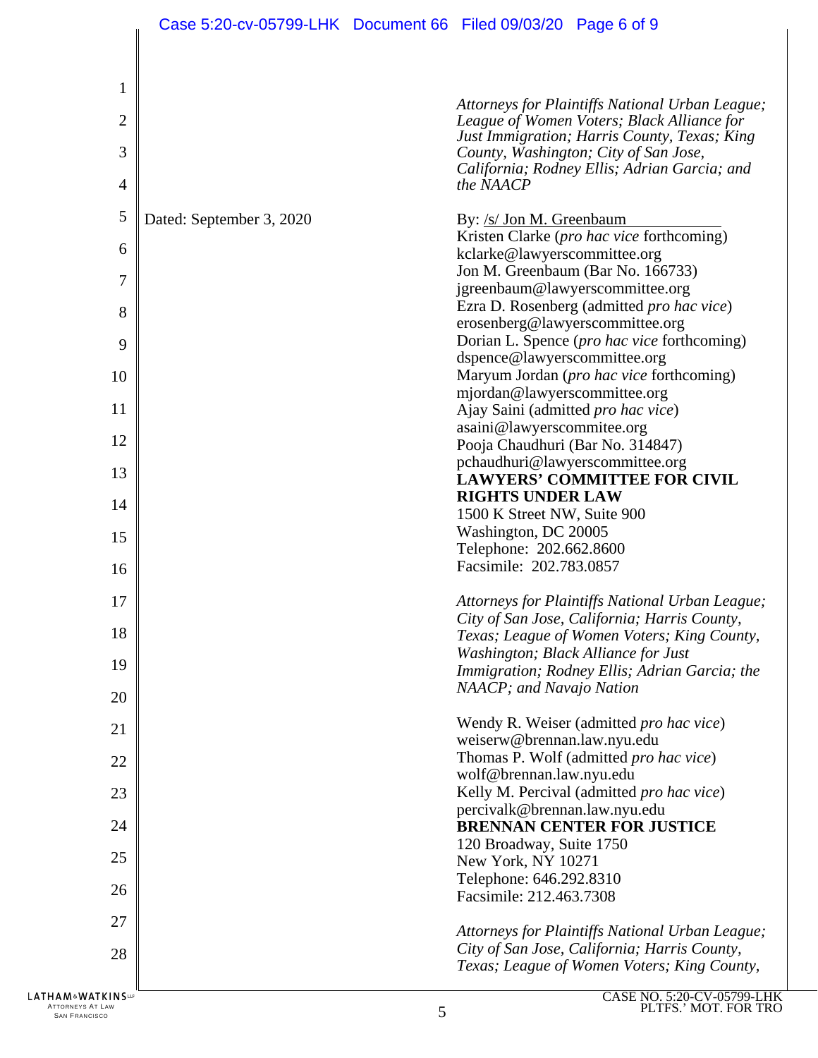*Attorneys for Plaintiffs National Urban League; League of Women Voters; Black Alliance for Just Immigration; Harris County, Texas; King County, Washington; City of San Jose, California; Rodney Ellis; Adrian Garcia; and the NAACP*

Dated: September 3, 2020

By: /s/ Jon M. Greenbaum
Kristen Clarke (*pro hac vice* forthcoming)
kclarke@lawyerscommittee.org
Jon M. Greenbaum (Bar No. 166733)
jgreenbaum@lawyerscommittee.org
Ezra D. Rosenberg (admitted *pro hac vice*)
erosenberg@lawyerscommittee.org
Dorian L. Spence (*pro hac vice* forthcoming)
dspence@lawyerscommittee.org
Maryum Jordan (*pro hac vice* forthcoming)
mjordan@lawyerscommittee.org
Ajay Saini (admitted *pro hac vice*)
asaini@lawyerscommitee.org
Pooja Chaudhuri (Bar No. 314847)
pchaudhuri@lawyerscommittee.org
**LAWYERS' COMMITTEE FOR CIVIL RIGHTS UNDER LAW**
1500 K Street NW, Suite 900
Washington, DC 20005
Telephone: 202.662.8600
Facsimile: 202.783.0857

*Attorneys for Plaintiffs National Urban League; City of San Jose, California; Harris County, Texas; League of Women Voters; King County, Washington; Black Alliance for Just Immigration; Rodney Ellis; Adrian Garcia; the NAACP; and Navajo Nation*

Wendy R. Weiser (admitted *pro hac vice*)
weiserw@brennan.law.nyu.edu
Thomas P. Wolf (admitted *pro hac vice*)
wolf@brennan.law.nyu.edu
Kelly M. Percival (admitted *pro hac vice*)
percivalk@brennan.law.nyu.edu
**BRENNAN CENTER FOR JUSTICE**
120 Broadway, Suite 1750
New York, NY 10271
Telephone: 646.292.8310
Facsimile: 212.463.7308

*Attorneys for Plaintiffs National Urban League; City of San Jose, California; Harris County, Texas; League of Women Voters; King County,*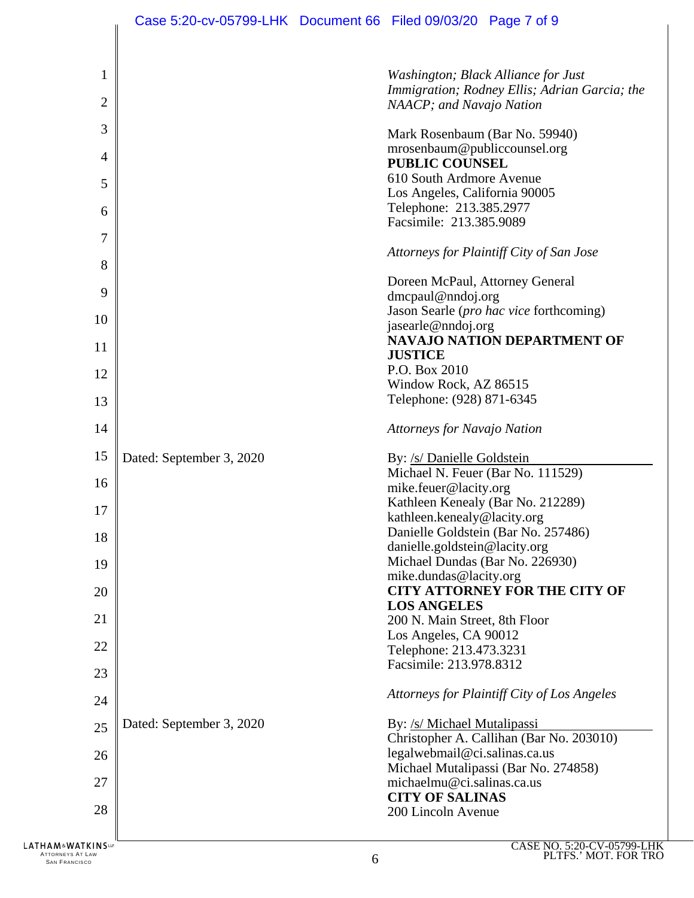*Washington; Black Alliance for Just Immigration; Rodney Ellis; Adrian Garcia; the NAACP; and Navajo Nation*

Mark Rosenbaum (Bar No. 59940)
mrosenbaum@publiccounsel.org
**PUBLIC COUNSEL**
610 South Ardmore Avenue
Los Angeles, California 90005
Telephone: 213.385.2977
Facsimile: 213.385.9089

*Attorneys for Plaintiff City of San Jose*

Doreen McPaul, Attorney General
dmcpaul@nndoj.org
Jason Searle (*pro hac vice* forthcoming)
jasearle@nndoj.org
**NAVAJO NATION DEPARTMENT OF JUSTICE**
P.O. Box 2010
Window Rock, AZ 86515
Telephone: (928) 871-6345

*Attorneys for Navajo Nation*

Dated: September 3, 2020

By: /s/ Danielle Goldstein
Michael N. Feuer (Bar No. 111529)
mike.feuer@lacity.org
Kathleen Kenealy (Bar No. 212289)
kathleen.kenealy@lacity.org
Danielle Goldstein (Bar No. 257486)
danielle.goldstein@lacity.org
Michael Dundas (Bar No. 226930)
mike.dundas@lacity.org
**CITY ATTORNEY FOR THE CITY OF LOS ANGELES**
200 N. Main Street, 8th Floor
Los Angeles, CA 90012
Telephone: 213.473.3231
Facsimile: 213.978.8312

*Attorneys for Plaintiff City of Los Angeles*

Dated: September 3, 2020

By: /s/ Michael Mutalipassi
Christopher A. Callihan (Bar No. 203010)
legalwebmail@ci.salinas.ca.us
Michael Mutalipassi (Bar No. 274858)
michaelmu@ci.salinas.ca.us
**CITY OF SALINAS**
200 Lincoln Avenue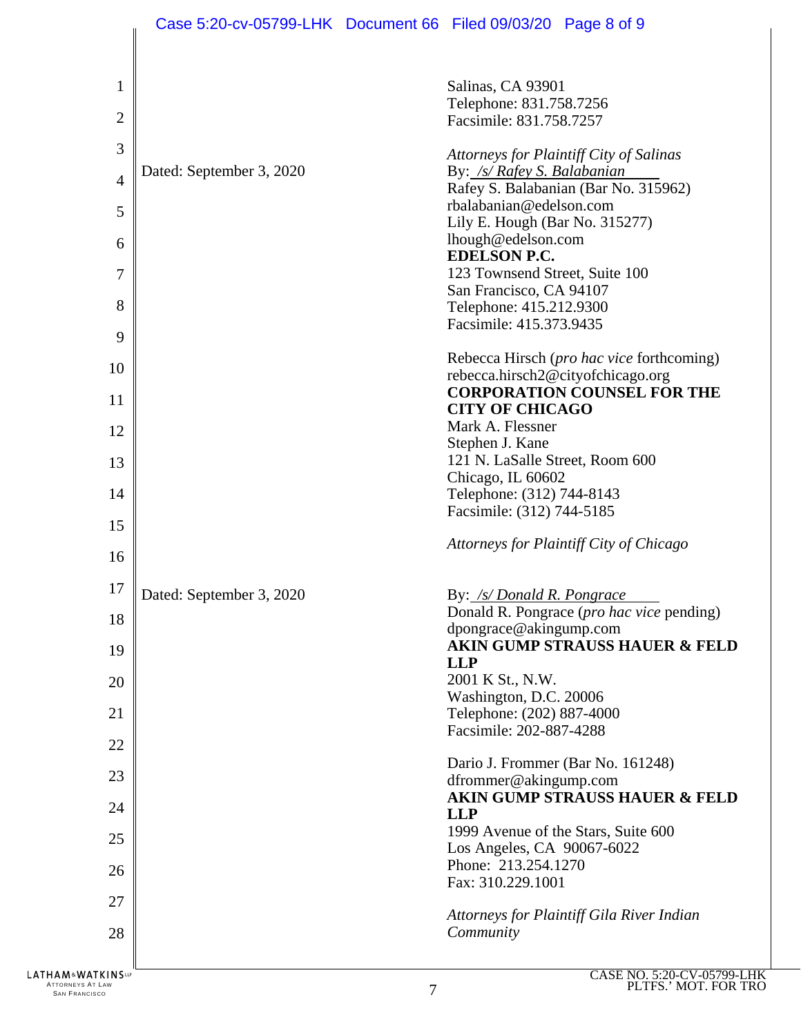Salinas, CA 93901
Telephone: 831.758.7256
Facsimile: 831.758.7257

*Attorneys for Plaintiff City of Salinas*

Dated: September 3, 2020

By: */s/ Rafey S. Balabanian*
Rafey S. Balabanian (Bar No. 315962)
rbalabanian@edelson.com
Lily E. Hough (Bar No. 315277)
lhough@edelson.com
**EDELSON P.C.**
123 Townsend Street, Suite 100
San Francisco, CA 94107
Telephone: 415.212.9300
Facsimile: 415.373.9435

Rebecca Hirsch (*pro hac vice* forthcoming)
rebecca.hirsch2@cityofchicago.org
**CORPORATION COUNSEL FOR THE CITY OF CHICAGO**
Mark A. Flessner
Stephen J. Kane
121 N. LaSalle Street, Room 600
Chicago, IL 60602
Telephone: (312) 744-8143
Facsimile: (312) 744-5185

*Attorneys for Plaintiff City of Chicago*

Dated: September 3, 2020

By: */s/ Donald R. Pongrace*
Donald R. Pongrace (*pro hac vice* pending)
dpongrace@akingump.com
**AKIN GUMP STRAUSS HAUER & FELD LLP**
2001 K St., N.W.
Washington, D.C. 20006
Telephone: (202) 887-4000
Facsimile: 202-887-4288

Dario J. Frommer (Bar No. 161248)
dfrommer@akingump.com
**AKIN GUMP STRAUSS HAUER & FELD LLP**
1999 Avenue of the Stars, Suite 600
Los Angeles, CA 90067-6022
Phone: 213.254.1270
Fax: 310.229.1001

*Attorneys for Plaintiff Gila River Indian Community*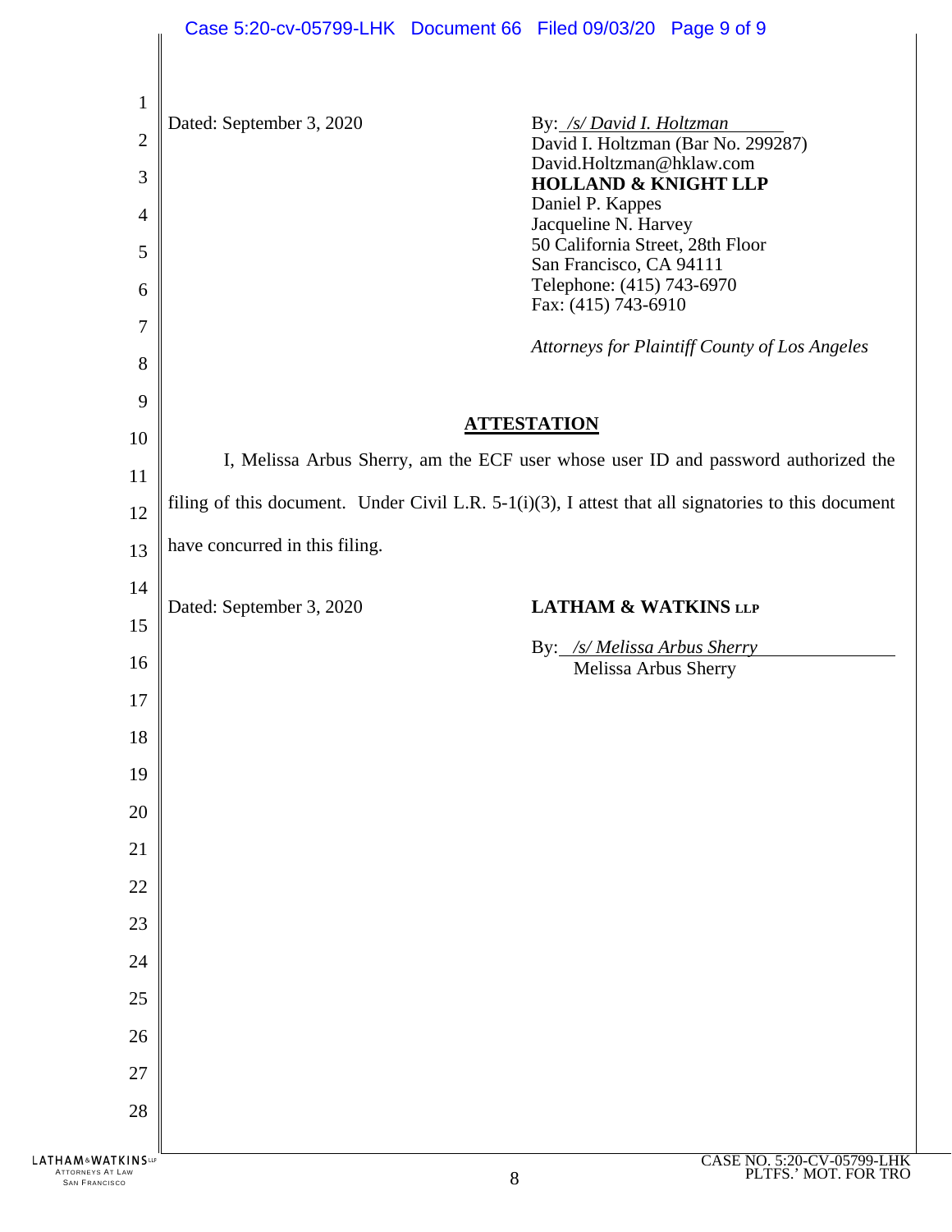Dated: September 3, 2020

By: */s/ David I. Holtzman*
David I. Holtzman (Bar No. 299287)
David.Holtzman@hklaw.com
**HOLLAND & KNIGHT LLP**
Daniel P. Kappes
Jacqueline N. Harvey
50 California Street, 28th Floor
San Francisco, CA 94111
Telephone: (415) 743-6970
Fax: (415) 743-6910

*Attorneys for Plaintiff County of Los Angeles*

## ATTESTATION

I, Melissa Arbus Sherry, am the ECF user whose user ID and password authorized the filing of this document. Under Civil L.R. 5-1(i)(3), I attest that all signatories to this document have concurred in this filing.

Dated: September 3, 2020

**LATHAM & WATKINS LLP**

By: */s/ Melissa Arbus Sherry*
Melissa Arbus Sherry